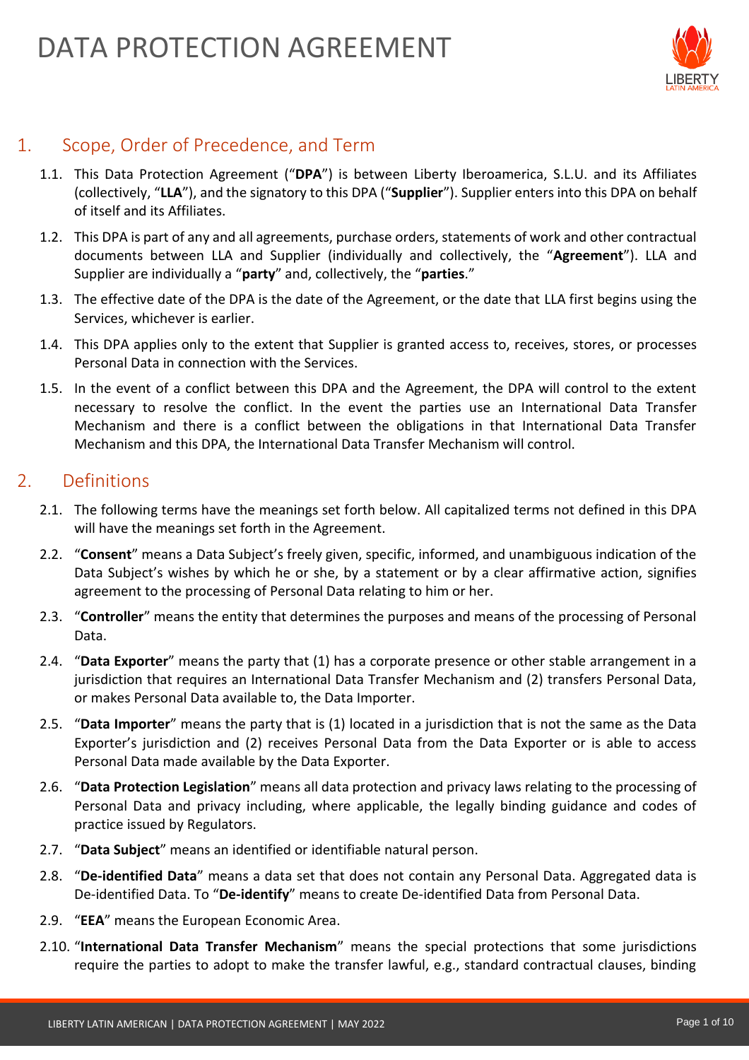# DATA PROTECTION AGREEMENT

## 1. Scope, Order of Precedence, and Term

1.1. This Data Protection Agreement ("**DPA**") is between Liberty Iberoamerica, S.L.U. and its Affiliates (collectively, "**LLA**"), and the signatory to this DPA ("**Supplier**"). Supplier enters into this DPA on behalf of itself and its Affiliates.

1.2. This DPA is part of any and all agreements, purchase orders, statements of work and other contractual documents between LLA and Supplier (individually and collectively, the "**Agreement**"). LLA and Supplier are individually a "**party**" and, collectively, the "**parties**."

1.3. The effective date of the DPA is the date of the Agreement, or the date that LLA first begins using the Services, whichever is earlier.

1.4. This DPA applies only to the extent that Supplier is granted access to, receives, stores, or processes Personal Data in connection with the Services.

1.5. In the event of a conflict between this DPA and the Agreement, the DPA will control to the extent necessary to resolve the conflict. In the event the parties use an International Data Transfer Mechanism and there is a conflict between the obligations in that International Data Transfer Mechanism and this DPA, the International Data Transfer Mechanism will control.

## 2. Definitions

2.1. The following terms have the meanings set forth below. All capitalized terms not defined in this DPA will have the meanings set forth in the Agreement.

2.2. "**Consent**" means a Data Subject's freely given, specific, informed, and unambiguous indication of the Data Subject's wishes by which he or she, by a statement or by a clear affirmative action, signifies agreement to the processing of Personal Data relating to him or her.

2.3. "**Controller**" means the entity that determines the purposes and means of the processing of Personal Data.

2.4. "**Data Exporter**" means the party that (1) has a corporate presence or other stable arrangement in a jurisdiction that requires an International Data Transfer Mechanism and (2) transfers Personal Data, or makes Personal Data available to, the Data Importer.

2.5. "**Data Importer**" means the party that is (1) located in a jurisdiction that is not the same as the Data Exporter's jurisdiction and (2) receives Personal Data from the Data Exporter or is able to access Personal Data made available by the Data Exporter.

2.6. "**Data Protection Legislation**" means all data protection and privacy laws relating to the processing of Personal Data and privacy including, where applicable, the legally binding guidance and codes of practice issued by Regulators.

2.7. "**Data Subject**" means an identified or identifiable natural person.

2.8. "**De-identified Data**" means a data set that does not contain any Personal Data. Aggregated data is De-identified Data. To "**De-identify**" means to create De-identified Data from Personal Data.

2.9. "**EEA**" means the European Economic Area.

2.10. "**International Data Transfer Mechanism**" means the special protections that some jurisdictions require the parties to adopt to make the transfer lawful, e.g., standard contractual clauses, binding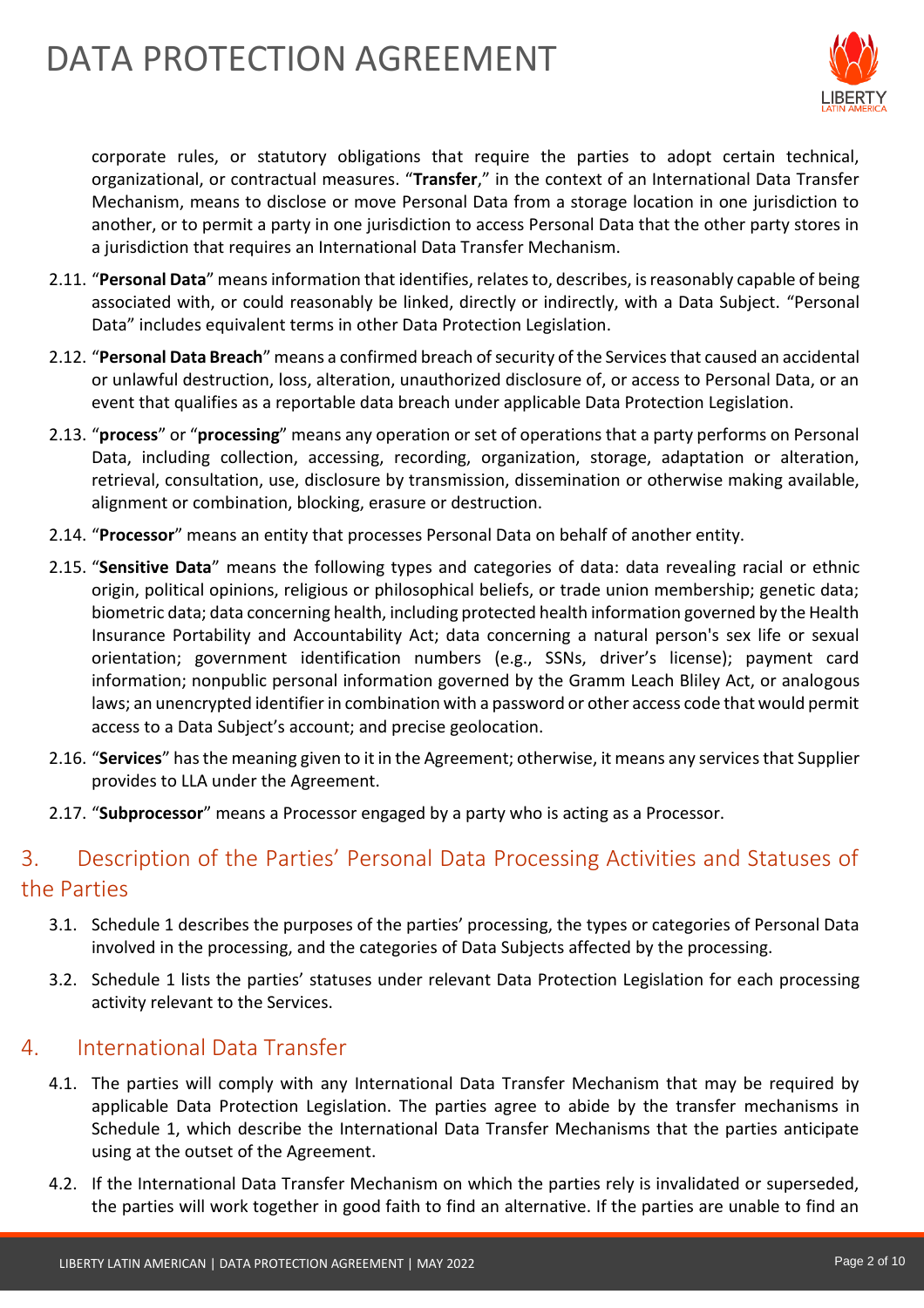corporate rules, or statutory obligations that require the parties to adopt certain technical, organizational, or contractual measures. "**Transfer**," in the context of an International Data Transfer Mechanism, means to disclose or move Personal Data from a storage location in one jurisdiction to another, or to permit a party in one jurisdiction to access Personal Data that the other party stores in a jurisdiction that requires an International Data Transfer Mechanism.

2.11. "**Personal Data**" means information that identifies, relates to, describes, is reasonably capable of being associated with, or could reasonably be linked, directly or indirectly, with a Data Subject. "Personal Data" includes equivalent terms in other Data Protection Legislation.

2.12. "**Personal Data Breach**" means a confirmed breach of security of the Services that caused an accidental or unlawful destruction, loss, alteration, unauthorized disclosure of, or access to Personal Data, or an event that qualifies as a reportable data breach under applicable Data Protection Legislation.

2.13. "**process**" or "**processing**" means any operation or set of operations that a party performs on Personal Data, including collection, accessing, recording, organization, storage, adaptation or alteration, retrieval, consultation, use, disclosure by transmission, dissemination or otherwise making available, alignment or combination, blocking, erasure or destruction.

2.14. "**Processor**" means an entity that processes Personal Data on behalf of another entity.

2.15. "**Sensitive Data**" means the following types and categories of data: data revealing racial or ethnic origin, political opinions, religious or philosophical beliefs, or trade union membership; genetic data; biometric data; data concerning health, including protected health information governed by the Health Insurance Portability and Accountability Act; data concerning a natural person's sex life or sexual orientation; government identification numbers (e.g., SSNs, driver's license); payment card information; nonpublic personal information governed by the Gramm Leach Bliley Act, or analogous laws; an unencrypted identifier in combination with a password or other access code that would permit access to a Data Subject's account; and precise geolocation.

2.16. "**Services**" has the meaning given to it in the Agreement; otherwise, it means any services that Supplier provides to LLA under the Agreement.

2.17. "**Subprocessor**" means a Processor engaged by a party who is acting as a Processor.

## 3. Description of the Parties' Personal Data Processing Activities and Statuses of the Parties

3.1. Schedule 1 describes the purposes of the parties' processing, the types or categories of Personal Data involved in the processing, and the categories of Data Subjects affected by the processing.

3.2. Schedule 1 lists the parties' statuses under relevant Data Protection Legislation for each processing activity relevant to the Services.

## 4. International Data Transfer

4.1. The parties will comply with any International Data Transfer Mechanism that may be required by applicable Data Protection Legislation. The parties agree to abide by the transfer mechanisms in Schedule 1, which describe the International Data Transfer Mechanisms that the parties anticipate using at the outset of the Agreement.

4.2. If the International Data Transfer Mechanism on which the parties rely is invalidated or superseded, the parties will work together in good faith to find an alternative. If the parties are unable to find an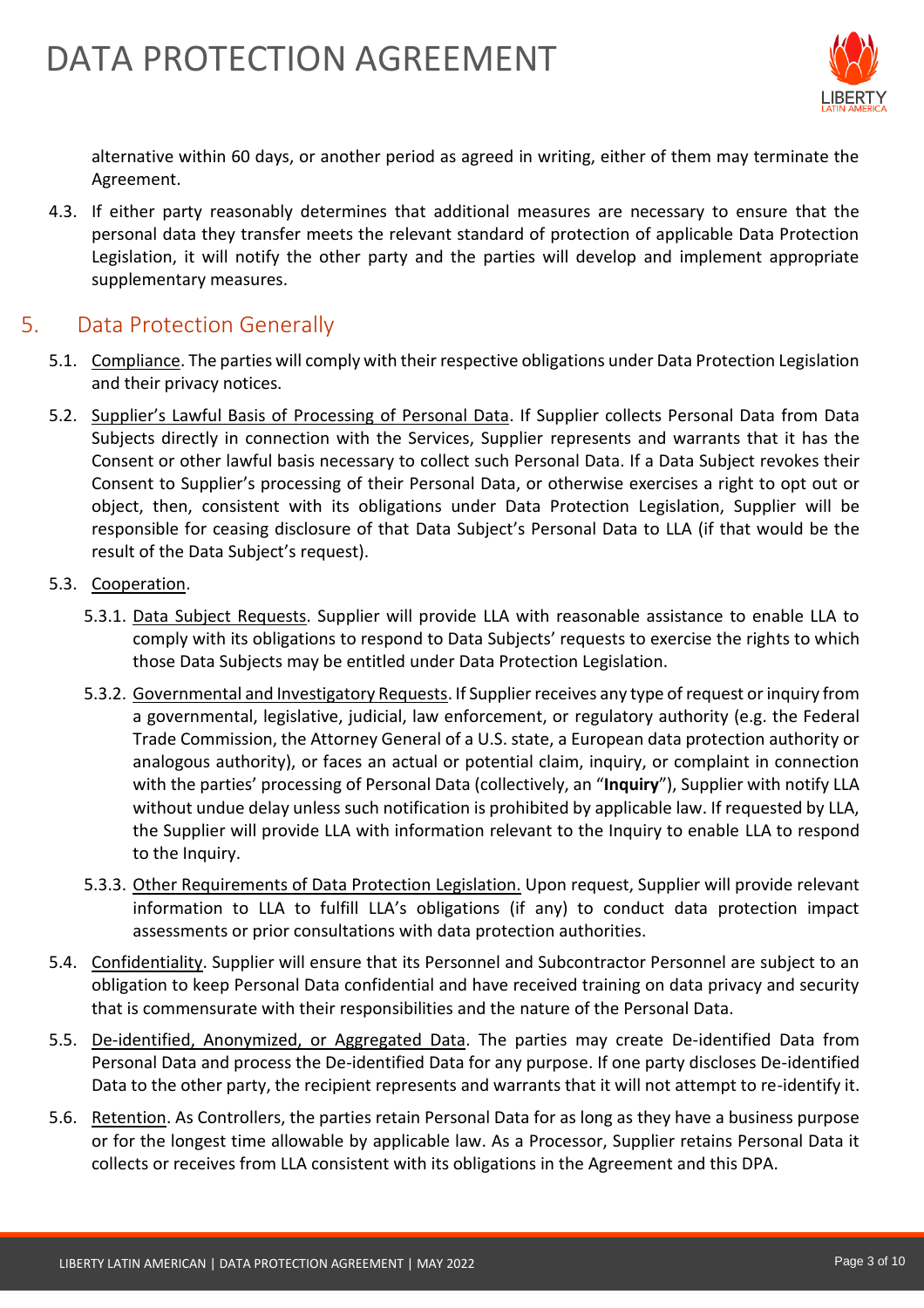alternative within 60 days, or another period as agreed in writing, either of them may terminate the Agreement.

4.3. If either party reasonably determines that additional measures are necessary to ensure that the personal data they transfer meets the relevant standard of protection of applicable Data Protection Legislation, it will notify the other party and the parties will develop and implement appropriate supplementary measures.

## 5. Data Protection Generally

5.1. Compliance. The parties will comply with their respective obligations under Data Protection Legislation and their privacy notices.

5.2. Supplier's Lawful Basis of Processing of Personal Data. If Supplier collects Personal Data from Data Subjects directly in connection with the Services, Supplier represents and warrants that it has the Consent or other lawful basis necessary to collect such Personal Data. If a Data Subject revokes their Consent to Supplier's processing of their Personal Data, or otherwise exercises a right to opt out or object, then, consistent with its obligations under Data Protection Legislation, Supplier will be responsible for ceasing disclosure of that Data Subject's Personal Data to LLA (if that would be the result of the Data Subject's request).

5.3. Cooperation.

5.3.1. Data Subject Requests. Supplier will provide LLA with reasonable assistance to enable LLA to comply with its obligations to respond to Data Subjects' requests to exercise the rights to which those Data Subjects may be entitled under Data Protection Legislation.

5.3.2. Governmental and Investigatory Requests. If Supplier receives any type of request or inquiry from a governmental, legislative, judicial, law enforcement, or regulatory authority (e.g. the Federal Trade Commission, the Attorney General of a U.S. state, a European data protection authority or analogous authority), or faces an actual or potential claim, inquiry, or complaint in connection with the parties' processing of Personal Data (collectively, an "**Inquiry**"), Supplier with notify LLA without undue delay unless such notification is prohibited by applicable law. If requested by LLA, the Supplier will provide LLA with information relevant to the Inquiry to enable LLA to respond to the Inquiry.

5.3.3. Other Requirements of Data Protection Legislation. Upon request, Supplier will provide relevant information to LLA to fulfill LLA's obligations (if any) to conduct data protection impact assessments or prior consultations with data protection authorities.

5.4. Confidentiality. Supplier will ensure that its Personnel and Subcontractor Personnel are subject to an obligation to keep Personal Data confidential and have received training on data privacy and security that is commensurate with their responsibilities and the nature of the Personal Data.

5.5. De-identified, Anonymized, or Aggregated Data. The parties may create De-identified Data from Personal Data and process the De-identified Data for any purpose. If one party discloses De-identified Data to the other party, the recipient represents and warrants that it will not attempt to re-identify it.

5.6. Retention. As Controllers, the parties retain Personal Data for as long as they have a business purpose or for the longest time allowable by applicable law. As a Processor, Supplier retains Personal Data it collects or receives from LLA consistent with its obligations in the Agreement and this DPA.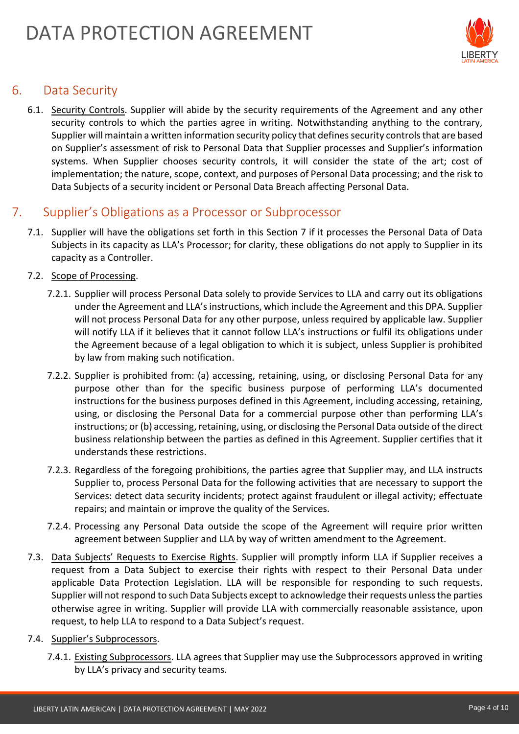## 6. Data Security

6.1. Security Controls. Supplier will abide by the security requirements of the Agreement and any other security controls to which the parties agree in writing. Notwithstanding anything to the contrary, Supplier will maintain a written information security policy that defines security controls that are based on Supplier's assessment of risk to Personal Data that Supplier processes and Supplier's information systems. When Supplier chooses security controls, it will consider the state of the art; cost of implementation; the nature, scope, context, and purposes of Personal Data processing; and the risk to Data Subjects of a security incident or Personal Data Breach affecting Personal Data.

## 7. Supplier's Obligations as a Processor or Subprocessor

7.1. Supplier will have the obligations set forth in this Section 7 if it processes the Personal Data of Data Subjects in its capacity as LLA's Processor; for clarity, these obligations do not apply to Supplier in its capacity as a Controller.

7.2. Scope of Processing.

7.2.1. Supplier will process Personal Data solely to provide Services to LLA and carry out its obligations under the Agreement and LLA's instructions, which include the Agreement and this DPA. Supplier will not process Personal Data for any other purpose, unless required by applicable law. Supplier will notify LLA if it believes that it cannot follow LLA's instructions or fulfil its obligations under the Agreement because of a legal obligation to which it is subject, unless Supplier is prohibited by law from making such notification.

7.2.2. Supplier is prohibited from: (a) accessing, retaining, using, or disclosing Personal Data for any purpose other than for the specific business purpose of performing LLA's documented instructions for the business purposes defined in this Agreement, including accessing, retaining, using, or disclosing the Personal Data for a commercial purpose other than performing LLA's instructions; or (b) accessing, retaining, using, or disclosing the Personal Data outside of the direct business relationship between the parties as defined in this Agreement. Supplier certifies that it understands these restrictions.

7.2.3. Regardless of the foregoing prohibitions, the parties agree that Supplier may, and LLA instructs Supplier to, process Personal Data for the following activities that are necessary to support the Services: detect data security incidents; protect against fraudulent or illegal activity; effectuate repairs; and maintain or improve the quality of the Services.

7.2.4. Processing any Personal Data outside the scope of the Agreement will require prior written agreement between Supplier and LLA by way of written amendment to the Agreement.

7.3. Data Subjects' Requests to Exercise Rights. Supplier will promptly inform LLA if Supplier receives a request from a Data Subject to exercise their rights with respect to their Personal Data under applicable Data Protection Legislation. LLA will be responsible for responding to such requests. Supplier will not respond to such Data Subjects except to acknowledge their requests unless the parties otherwise agree in writing. Supplier will provide LLA with commercially reasonable assistance, upon request, to help LLA to respond to a Data Subject's request.

7.4. Supplier's Subprocessors.

7.4.1. Existing Subprocessors. LLA agrees that Supplier may use the Subprocessors approved in writing by LLA's privacy and security teams.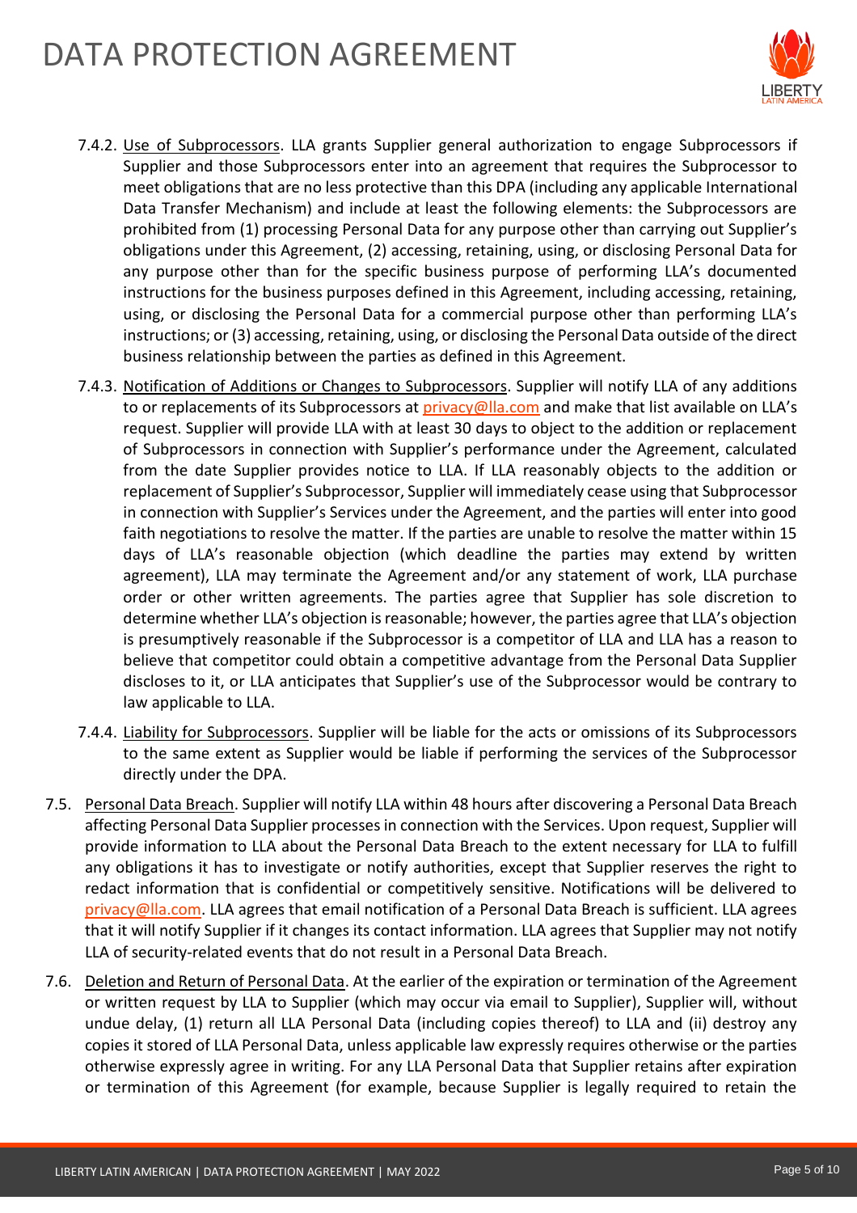7.4.2. Use of Subprocessors. LLA grants Supplier general authorization to engage Subprocessors if Supplier and those Subprocessors enter into an agreement that requires the Subprocessor to meet obligations that are no less protective than this DPA (including any applicable International Data Transfer Mechanism) and include at least the following elements: the Subprocessors are prohibited from (1) processing Personal Data for any purpose other than carrying out Supplier's obligations under this Agreement, (2) accessing, retaining, using, or disclosing Personal Data for any purpose other than for the specific business purpose of performing LLA's documented instructions for the business purposes defined in this Agreement, including accessing, retaining, using, or disclosing the Personal Data for a commercial purpose other than performing LLA's instructions; or (3) accessing, retaining, using, or disclosing the Personal Data outside of the direct business relationship between the parties as defined in this Agreement.

7.4.3. Notification of Additions or Changes to Subprocessors. Supplier will notify LLA of any additions to or replacements of its Subprocessors at privacy@lla.com and make that list available on LLA's request. Supplier will provide LLA with at least 30 days to object to the addition or replacement of Subprocessors in connection with Supplier's performance under the Agreement, calculated from the date Supplier provides notice to LLA. If LLA reasonably objects to the addition or replacement of Supplier's Subprocessor, Supplier will immediately cease using that Subprocessor in connection with Supplier's Services under the Agreement, and the parties will enter into good faith negotiations to resolve the matter. If the parties are unable to resolve the matter within 15 days of LLA's reasonable objection (which deadline the parties may extend by written agreement), LLA may terminate the Agreement and/or any statement of work, LLA purchase order or other written agreements. The parties agree that Supplier has sole discretion to determine whether LLA's objection is reasonable; however, the parties agree that LLA's objection is presumptively reasonable if the Subprocessor is a competitor of LLA and LLA has a reason to believe that competitor could obtain a competitive advantage from the Personal Data Supplier discloses to it, or LLA anticipates that Supplier's use of the Subprocessor would be contrary to law applicable to LLA.

7.4.4. Liability for Subprocessors. Supplier will be liable for the acts or omissions of its Subprocessors to the same extent as Supplier would be liable if performing the services of the Subprocessor directly under the DPA.

7.5. Personal Data Breach. Supplier will notify LLA within 48 hours after discovering a Personal Data Breach affecting Personal Data Supplier processes in connection with the Services. Upon request, Supplier will provide information to LLA about the Personal Data Breach to the extent necessary for LLA to fulfill any obligations it has to investigate or notify authorities, except that Supplier reserves the right to redact information that is confidential or competitively sensitive. Notifications will be delivered to privacy@lla.com. LLA agrees that email notification of a Personal Data Breach is sufficient. LLA agrees that it will notify Supplier if it changes its contact information. LLA agrees that Supplier may not notify LLA of security-related events that do not result in a Personal Data Breach.

7.6. Deletion and Return of Personal Data. At the earlier of the expiration or termination of the Agreement or written request by LLA to Supplier (which may occur via email to Supplier), Supplier will, without undue delay, (1) return all LLA Personal Data (including copies thereof) to LLA and (ii) destroy any copies it stored of LLA Personal Data, unless applicable law expressly requires otherwise or the parties otherwise expressly agree in writing. For any LLA Personal Data that Supplier retains after expiration or termination of this Agreement (for example, because Supplier is legally required to retain the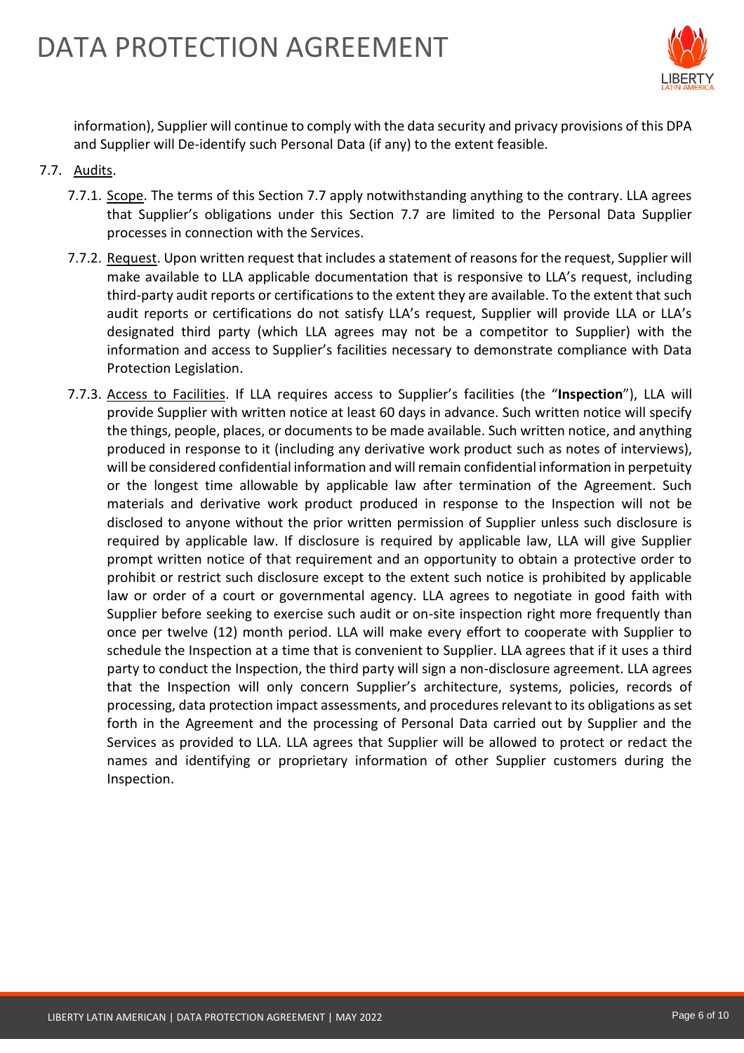information), Supplier will continue to comply with the data security and privacy provisions of this DPA and Supplier will De-identify such Personal Data (if any) to the extent feasible.

7.7. Audits.

7.7.1. Scope. The terms of this Section 7.7 apply notwithstanding anything to the contrary. LLA agrees that Supplier's obligations under this Section 7.7 are limited to the Personal Data Supplier processes in connection with the Services.

7.7.2. Request. Upon written request that includes a statement of reasons for the request, Supplier will make available to LLA applicable documentation that is responsive to LLA's request, including third-party audit reports or certifications to the extent they are available. To the extent that such audit reports or certifications do not satisfy LLA's request, Supplier will provide LLA or LLA's designated third party (which LLA agrees may not be a competitor to Supplier) with the information and access to Supplier's facilities necessary to demonstrate compliance with Data Protection Legislation.

7.7.3. Access to Facilities. If LLA requires access to Supplier's facilities (the "**Inspection**"), LLA will provide Supplier with written notice at least 60 days in advance. Such written notice will specify the things, people, places, or documents to be made available. Such written notice, and anything produced in response to it (including any derivative work product such as notes of interviews), will be considered confidential information and will remain confidential information in perpetuity or the longest time allowable by applicable law after termination of the Agreement. Such materials and derivative work product produced in response to the Inspection will not be disclosed to anyone without the prior written permission of Supplier unless such disclosure is required by applicable law. If disclosure is required by applicable law, LLA will give Supplier prompt written notice of that requirement and an opportunity to obtain a protective order to prohibit or restrict such disclosure except to the extent such notice is prohibited by applicable law or order of a court or governmental agency. LLA agrees to negotiate in good faith with Supplier before seeking to exercise such audit or on-site inspection right more frequently than once per twelve (12) month period. LLA will make every effort to cooperate with Supplier to schedule the Inspection at a time that is convenient to Supplier. LLA agrees that if it uses a third party to conduct the Inspection, the third party will sign a non-disclosure agreement. LLA agrees that the Inspection will only concern Supplier's architecture, systems, policies, records of processing, data protection impact assessments, and procedures relevant to its obligations as set forth in the Agreement and the processing of Personal Data carried out by Supplier and the Services as provided to LLA. LLA agrees that Supplier will be allowed to protect or redact the names and identifying or proprietary information of other Supplier customers during the Inspection.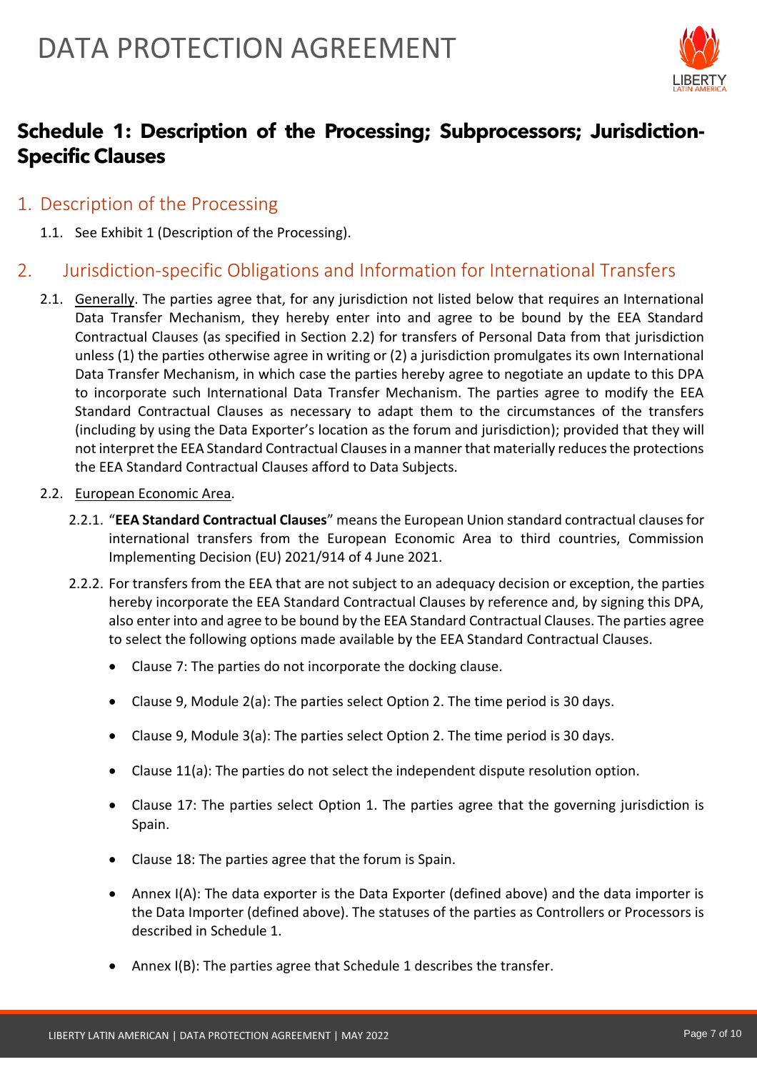## Schedule 1: Description of the Processing; Subprocessors; Jurisdiction-Specific Clauses

### 1. Description of the Processing

1.1. See Exhibit 1 (Description of the Processing).

### 2. Jurisdiction-specific Obligations and Information for International Transfers

2.1. Generally. The parties agree that, for any jurisdiction not listed below that requires an International Data Transfer Mechanism, they hereby enter into and agree to be bound by the EEA Standard Contractual Clauses (as specified in Section 2.2) for transfers of Personal Data from that jurisdiction unless (1) the parties otherwise agree in writing or (2) a jurisdiction promulgates its own International Data Transfer Mechanism, in which case the parties hereby agree to negotiate an update to this DPA to incorporate such International Data Transfer Mechanism. The parties agree to modify the EEA Standard Contractual Clauses as necessary to adapt them to the circumstances of the transfers (including by using the Data Exporter's location as the forum and jurisdiction); provided that they will not interpret the EEA Standard Contractual Clauses in a manner that materially reduces the protections the EEA Standard Contractual Clauses afford to Data Subjects.

2.2. European Economic Area.

2.2.1. "**EEA Standard Contractual Clauses**" means the European Union standard contractual clauses for international transfers from the European Economic Area to third countries, Commission Implementing Decision (EU) 2021/914 of 4 June 2021.

2.2.2. For transfers from the EEA that are not subject to an adequacy decision or exception, the parties hereby incorporate the EEA Standard Contractual Clauses by reference and, by signing this DPA, also enter into and agree to be bound by the EEA Standard Contractual Clauses. The parties agree to select the following options made available by the EEA Standard Contractual Clauses.

- Clause 7: The parties do not incorporate the docking clause.
- Clause 9, Module 2(a): The parties select Option 2. The time period is 30 days.
- Clause 9, Module 3(a): The parties select Option 2. The time period is 30 days.
- Clause 11(a): The parties do not select the independent dispute resolution option.
- Clause 17: The parties select Option 1. The parties agree that the governing jurisdiction is Spain.
- Clause 18: The parties agree that the forum is Spain.
- Annex I(A): The data exporter is the Data Exporter (defined above) and the data importer is the Data Importer (defined above). The statuses of the parties as Controllers or Processors is described in Schedule 1.
- Annex I(B): The parties agree that Schedule 1 describes the transfer.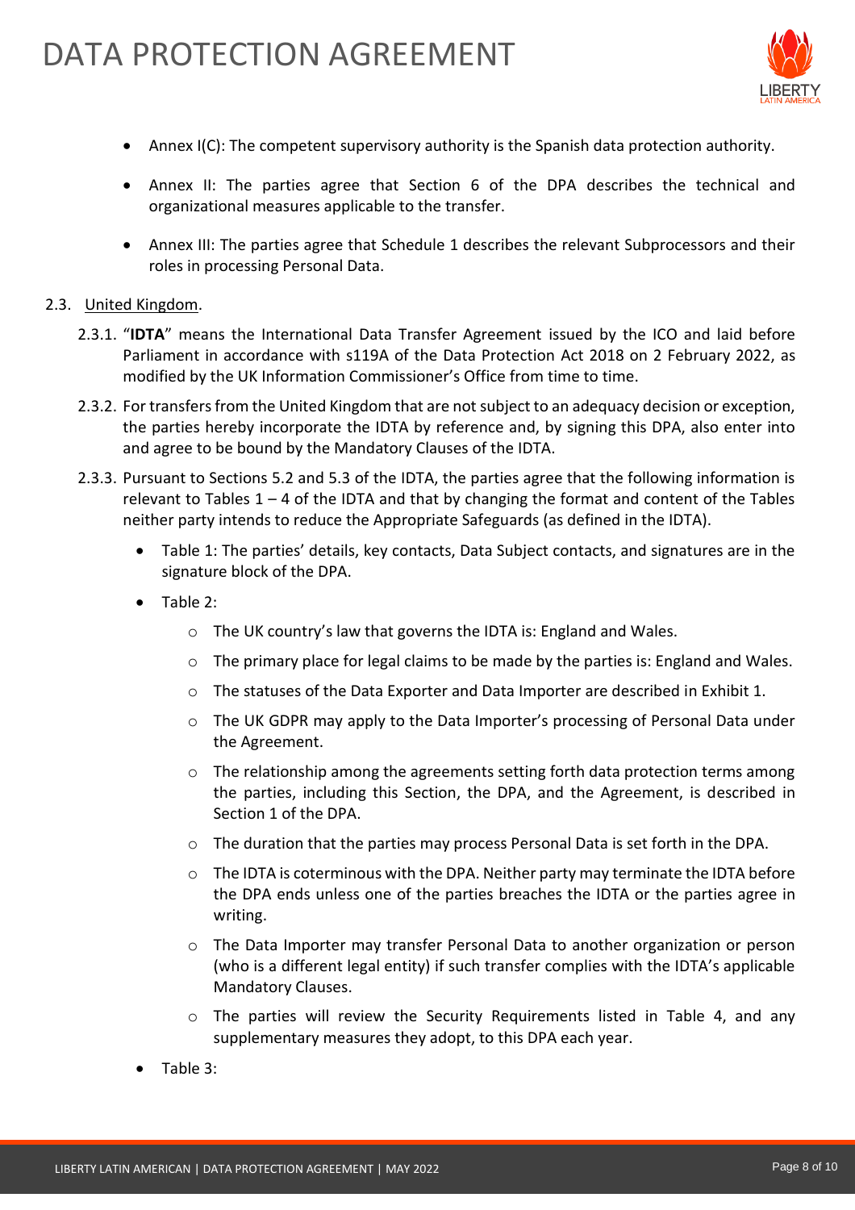- Annex I(C): The competent supervisory authority is the Spanish data protection authority.
- Annex II: The parties agree that Section 6 of the DPA describes the technical and organizational measures applicable to the transfer.
- Annex III: The parties agree that Schedule 1 describes the relevant Subprocessors and their roles in processing Personal Data.

2.3. United Kingdom.

2.3.1. "**IDTA**" means the International Data Transfer Agreement issued by the ICO and laid before Parliament in accordance with s119A of the Data Protection Act 2018 on 2 February 2022, as modified by the UK Information Commissioner's Office from time to time.

2.3.2. For transfers from the United Kingdom that are not subject to an adequacy decision or exception, the parties hereby incorporate the IDTA by reference and, by signing this DPA, also enter into and agree to be bound by the Mandatory Clauses of the IDTA.

2.3.3. Pursuant to Sections 5.2 and 5.3 of the IDTA, the parties agree that the following information is relevant to Tables 1 – 4 of the IDTA and that by changing the format and content of the Tables neither party intends to reduce the Appropriate Safeguards (as defined in the IDTA).

- Table 1: The parties' details, key contacts, Data Subject contacts, and signatures are in the signature block of the DPA.
- Table 2:
  - The UK country's law that governs the IDTA is: England and Wales.
  - The primary place for legal claims to be made by the parties is: England and Wales.
  - The statuses of the Data Exporter and Data Importer are described in Exhibit 1.
  - The UK GDPR may apply to the Data Importer's processing of Personal Data under the Agreement.
  - The relationship among the agreements setting forth data protection terms among the parties, including this Section, the DPA, and the Agreement, is described in Section 1 of the DPA.
  - The duration that the parties may process Personal Data is set forth in the DPA.
  - The IDTA is coterminous with the DPA. Neither party may terminate the IDTA before the DPA ends unless one of the parties breaches the IDTA or the parties agree in writing.
  - The Data Importer may transfer Personal Data to another organization or person (who is a different legal entity) if such transfer complies with the IDTA's applicable Mandatory Clauses.
  - The parties will review the Security Requirements listed in Table 4, and any supplementary measures they adopt, to this DPA each year.
- Table 3: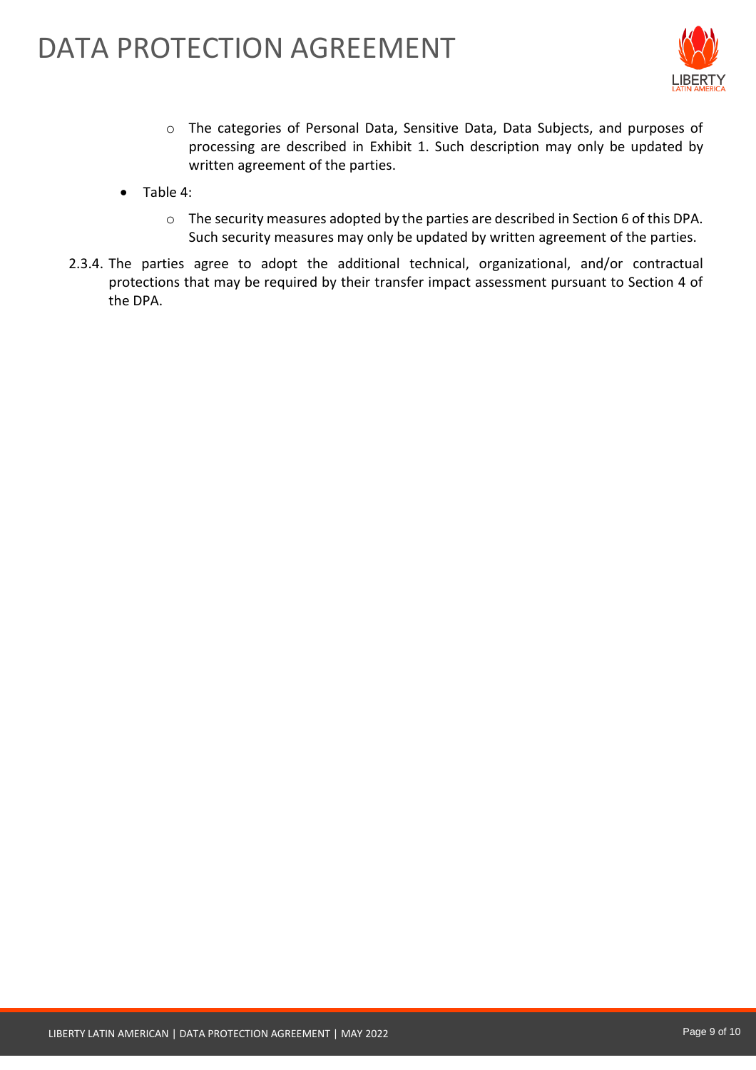- The categories of Personal Data, Sensitive Data, Data Subjects, and purposes of processing are described in Exhibit 1. Such description may only be updated by written agreement of the parties.
- Table 4:
  - The security measures adopted by the parties are described in Section 6 of this DPA. Such security measures may only be updated by written agreement of the parties.

2.3.4. The parties agree to adopt the additional technical, organizational, and/or contractual protections that may be required by their transfer impact assessment pursuant to Section 4 of the DPA.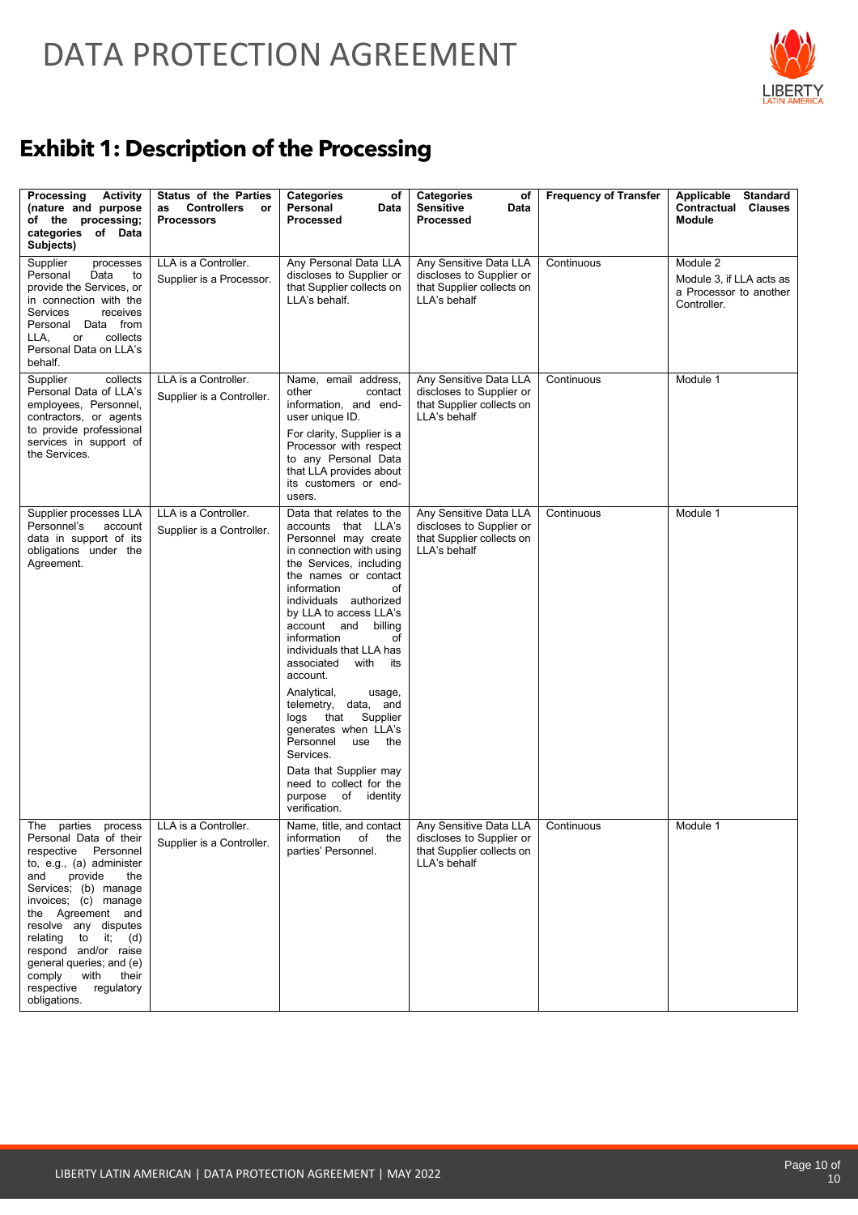# Exhibit 1: Description of the Processing

| Processing Activity (nature and purpose of the processing; categories of Data Subjects) | Status of the Parties as Controllers or Processors | Categories of Personal Data Processed | Categories of Sensitive Data Processed | Frequency of Transfer | Applicable Standard Contractual Clauses Module |
|---|---|---|---|---|---|
| Supplier processes Personal Data to provide the Services, or in connection with the Services receives Personal Data from LLA, or collects Personal Data on LLA's behalf. | LLA is a Controller.<br>Supplier is a Processor. | Any Personal Data LLA discloses to Supplier or that Supplier collects on LLA's behalf. | Any Sensitive Data LLA discloses to Supplier or that Supplier collects on LLA's behalf | Continuous | Module 2<br>Module 3, if LLA acts as a Processor to another Controller. |
| Supplier collects Personal Data of LLA's employees, Personnel, contractors, or agents to provide professional services in support of the Services. | LLA is a Controller.<br>Supplier is a Controller. | Name, email address, other contact information, and end-user unique ID.<br>For clarity, Supplier is a Processor with respect to any Personal Data that LLA provides about its customers or end-users. | Any Sensitive Data LLA discloses to Supplier or that Supplier collects on LLA's behalf | Continuous | Module 1 |
| Supplier processes LLA Personnel's account data in support of its obligations under the Agreement. | LLA is a Controller.<br>Supplier is a Controller. | Data that relates to the accounts that LLA's Personnel may create in connection with using the Services, including the names or contact information of individuals authorized by LLA to access LLA's account and billing information of individuals that LLA has associated with its account.<br>Analytical, usage, telemetry, data, and logs that Supplier generates when LLA's Personnel use the Services.<br>Data that Supplier may need to collect for the purpose of identity verification. | Any Sensitive Data LLA discloses to Supplier or that Supplier collects on LLA's behalf | Continuous | Module 1 |
| The parties process Personal Data of their respective Personnel to, e.g., (a) administer and provide the Services; (b) manage invoices; (c) manage the Agreement and resolve any disputes relating to it; (d) respond and/or raise general queries; and (e) comply with their respective regulatory obligations. | LLA is a Controller.<br>Supplier is a Controller. | Name, title, and contact information of the parties' Personnel. | Any Sensitive Data LLA discloses to Supplier or that Supplier collects on LLA's behalf | Continuous | Module 1 |